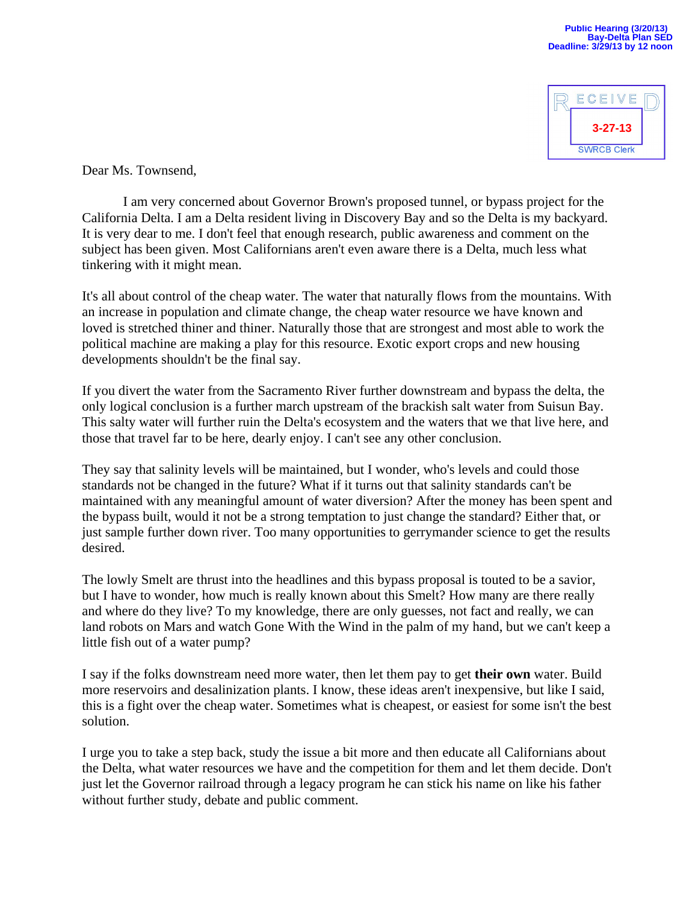Public Hearing (3/20/13)
Bay-Delta Plan SED
Deadline: 3/29/13 by 12 noon

RECEIVED
3-27-13
SWRCB Clerk

Dear Ms. Townsend,

I am very concerned about Governor Brown's proposed tunnel, or bypass project for the California Delta. I am a Delta resident living in Discovery Bay and so the Delta is my backyard. It is very dear to me. I don't feel that enough research, public awareness and comment on the subject has been given. Most Californians aren't even aware there is a Delta, much less what tinkering with it might mean.

It's all about control of the cheap water. The water that naturally flows from the mountains. With an increase in population and climate change, the cheap water resource we have known and loved is stretched thiner and thiner. Naturally those that are strongest and most able to work the political machine are making a play for this resource. Exotic export crops and new housing developments shouldn't be the final say.

If you divert the water from the Sacramento River further downstream and bypass the delta, the only logical conclusion is a further march upstream of the brackish salt water from Suisun Bay. This salty water will further ruin the Delta's ecosystem and the waters that we that live here, and those that travel far to be here, dearly enjoy. I can't see any other conclusion.

They say that salinity levels will be maintained, but I wonder, who's levels and could those standards not be changed in the future? What if it turns out that salinity standards can't be maintained with any meaningful amount of water diversion? After the money has been spent and the bypass built, would it not be a strong temptation to just change the standard? Either that, or just sample further down river. Too many opportunities to gerrymander science to get the results desired.

The lowly Smelt are thrust into the headlines and this bypass proposal is touted to be a savior, but I have to wonder, how much is really known about this Smelt? How many are there really and where do they live? To my knowledge, there are only guesses, not fact and really, we can land robots on Mars and watch Gone With the Wind in the palm of my hand, but we can't keep a little fish out of a water pump?

I say if the folks downstream need more water, then let them pay to get **their own** water. Build more reservoirs and desalinization plants. I know, these ideas aren't inexpensive, but like I said, this is a fight over the cheap water. Sometimes what is cheapest, or easiest for some isn't the best solution.

I urge you to take a step back, study the issue a bit more and then educate all Californians about the Delta, what water resources we have and the competition for them and let them decide. Don't just let the Governor railroad through a legacy program he can stick his name on like his father without further study, debate and public comment.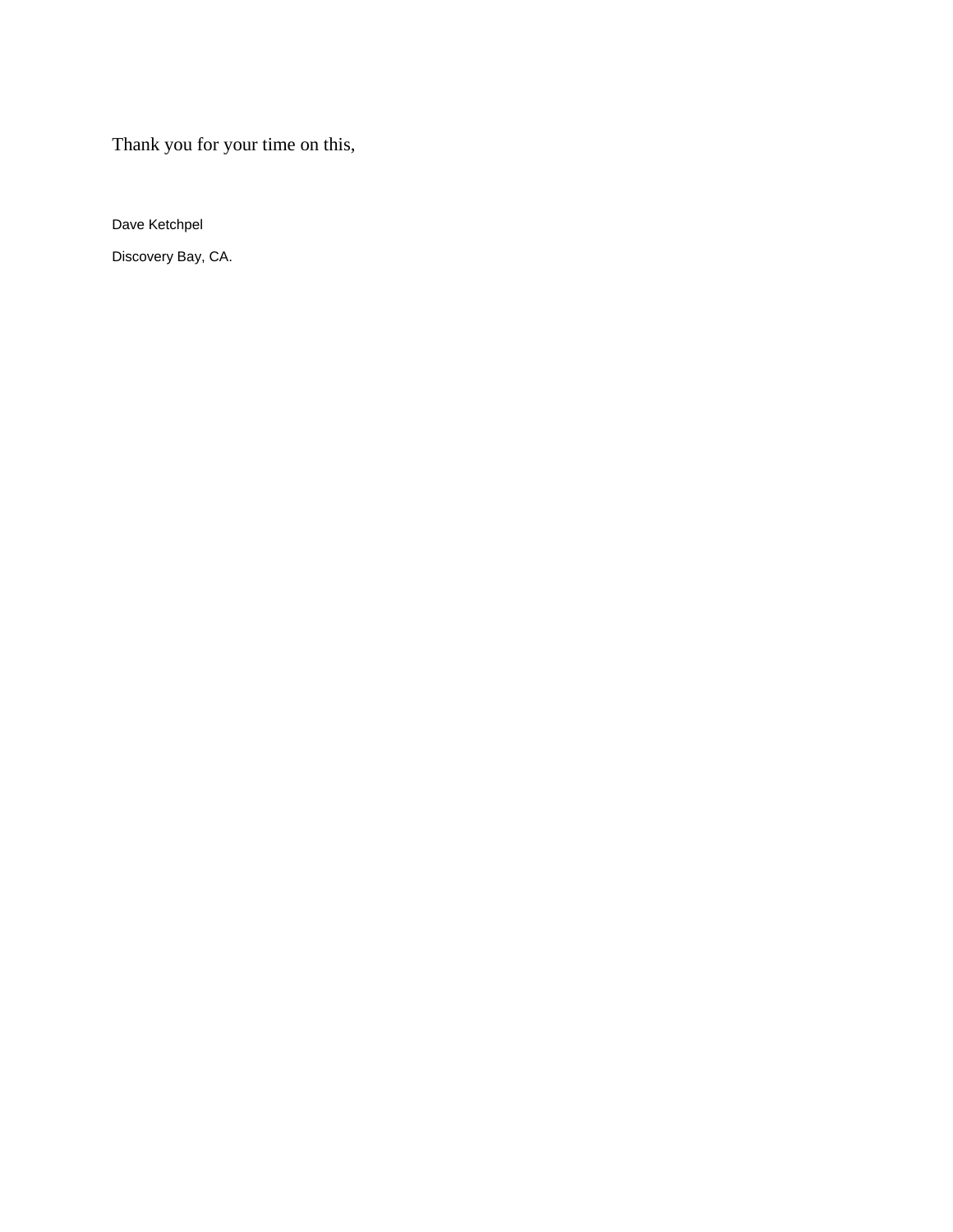Thank you for your time on this,

Dave Ketchpel

Discovery Bay, CA.